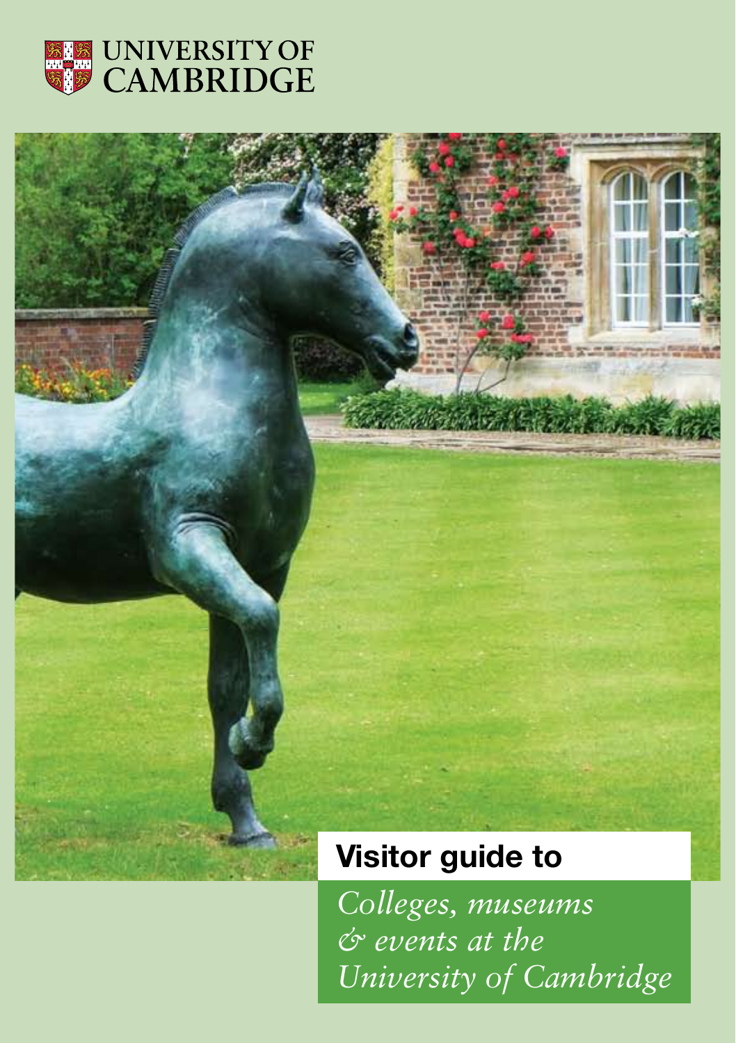UNIVERSITY OF CAMBRIDGE

# Visitor guide to

*Colleges, museums & events at the University of Cambridge*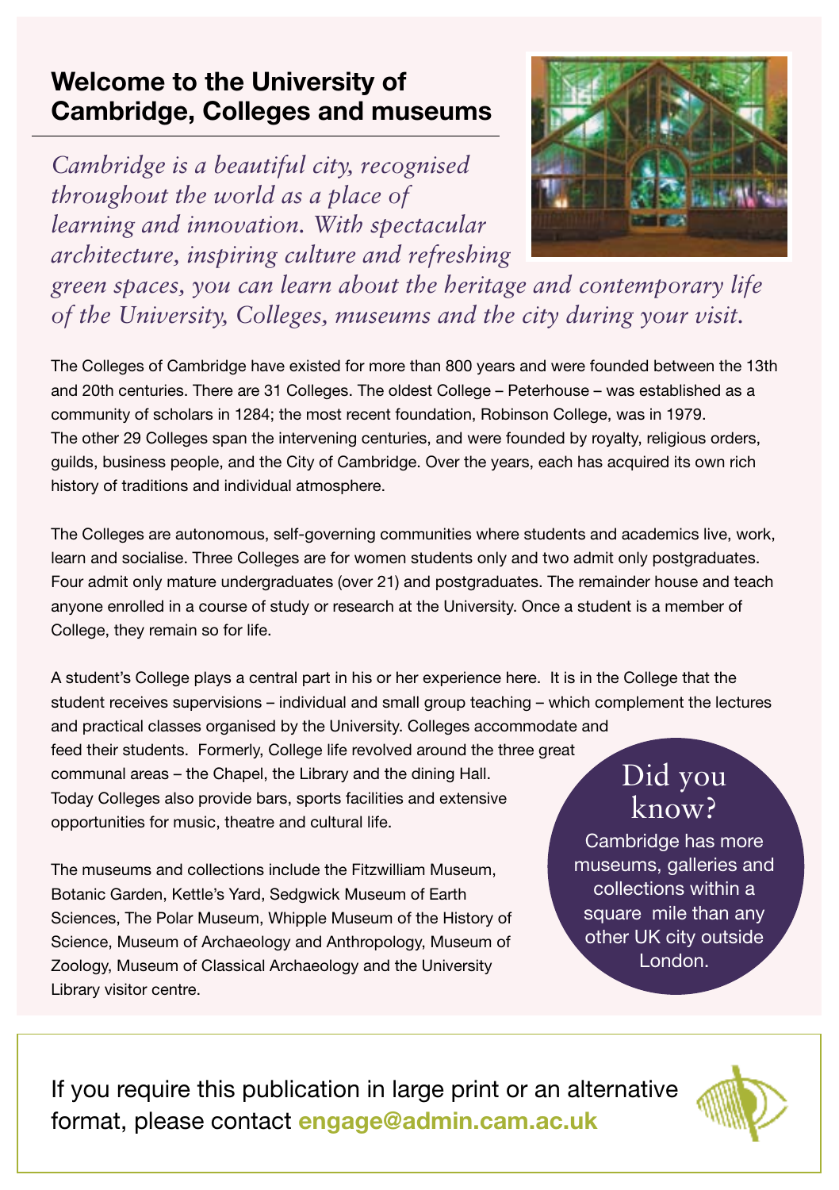# Welcome to the University of Cambridge, Colleges and museums

*Cambridge is a beautiful city, recognised throughout the world as a place of learning and innovation. With spectacular architecture, inspiring culture and refreshing green spaces, you can learn about the heritage and contemporary life of the University, Colleges, museums and the city during your visit.*

The Colleges of Cambridge have existed for more than 800 years and were founded between the 13th and 20th centuries. There are 31 Colleges. The oldest College – Peterhouse – was established as a community of scholars in 1284; the most recent foundation, Robinson College, was in 1979. The other 29 Colleges span the intervening centuries, and were founded by royalty, religious orders, guilds, business people, and the City of Cambridge. Over the years, each has acquired its own rich history of traditions and individual atmosphere.

The Colleges are autonomous, self-governing communities where students and academics live, work, learn and socialise. Three Colleges are for women students only and two admit only postgraduates. Four admit only mature undergraduates (over 21) and postgraduates. The remainder house and teach anyone enrolled in a course of study or research at the University. Once a student is a member of College, they remain so for life.

A student's College plays a central part in his or her experience here. It is in the College that the student receives supervisions – individual and small group teaching – which complement the lectures and practical classes organised by the University. Colleges accommodate and feed their students. Formerly, College life revolved around the three great communal areas – the Chapel, the Library and the dining Hall. Today Colleges also provide bars, sports facilities and extensive opportunities for music, theatre and cultural life.

The museums and collections include the Fitzwilliam Museum, Botanic Garden, Kettle's Yard, Sedgwick Museum of Earth Sciences, The Polar Museum, Whipple Museum of the History of Science, Museum of Archaeology and Anthropology, Museum of Zoology, Museum of Classical Archaeology and the University Library visitor centre.

## Did you know?

Cambridge has more museums, galleries and collections within a square mile than any other UK city outside London.

If you require this publication in large print or an alternative format, please contact **engage@admin.cam.ac.uk**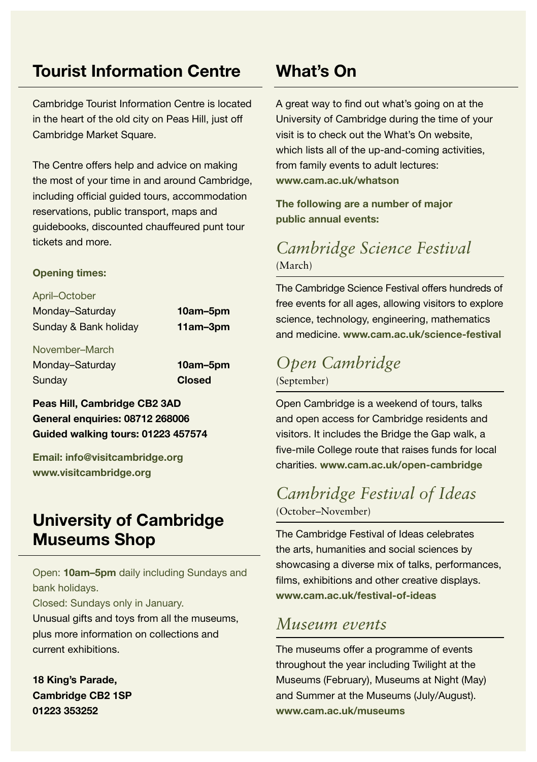## Tourist Information Centre

Cambridge Tourist Information Centre is located in the heart of the old city on Peas Hill, just off Cambridge Market Square.

The Centre offers help and advice on making the most of your time in and around Cambridge, including official guided tours, accommodation reservations, public transport, maps and guidebooks, discounted chauffeured punt tour tickets and more.

**Opening times:**

April–October

| | |
|---|---|
| Monday–Saturday | **10am–5pm** |
| Sunday & Bank holiday | **11am–3pm** |

November–March

| | |
|---|---|
| Monday–Saturday | **10am–5pm** |
| Sunday | **Closed** |

**Peas Hill, Cambridge CB2 3AD**
**General enquiries: 08712 268006**
**Guided walking tours: 01223 457574**

**Email: info@visitcambridge.org**
**www.visitcambridge.org**

## University of Cambridge Museums Shop

Open: **10am–5pm** daily including Sundays and bank holidays.
Closed: Sundays only in January.
Unusual gifts and toys from all the museums, plus more information on collections and current exhibitions.

**18 King's Parade,**
**Cambridge CB2 1SP**
**01223 353252**

## What's On

A great way to find out what's going on at the University of Cambridge during the time of your visit is to check out the What's On website, which lists all of the up-and-coming activities, from family events to adult lectures: **www.cam.ac.uk/whatson**

**The following are a number of major public annual events:**

### *Cambridge Science Festival*

(March)

The Cambridge Science Festival offers hundreds of free events for all ages, allowing visitors to explore science, technology, engineering, mathematics and medicine. **www.cam.ac.uk/science-festival**

### *Open Cambridge*

(September)

Open Cambridge is a weekend of tours, talks and open access for Cambridge residents and visitors. It includes the Bridge the Gap walk, a five-mile College route that raises funds for local charities. **www.cam.ac.uk/open-cambridge**

### *Cambridge Festival of Ideas*

(October–November)

The Cambridge Festival of Ideas celebrates the arts, humanities and social sciences by showcasing a diverse mix of talks, performances, films, exhibitions and other creative displays.
**www.cam.ac.uk/festival-of-ideas**

### *Museum events*

The museums offer a programme of events throughout the year including Twilight at the Museums (February), Museums at Night (May) and Summer at the Museums (July/August).
**www.cam.ac.uk/museums**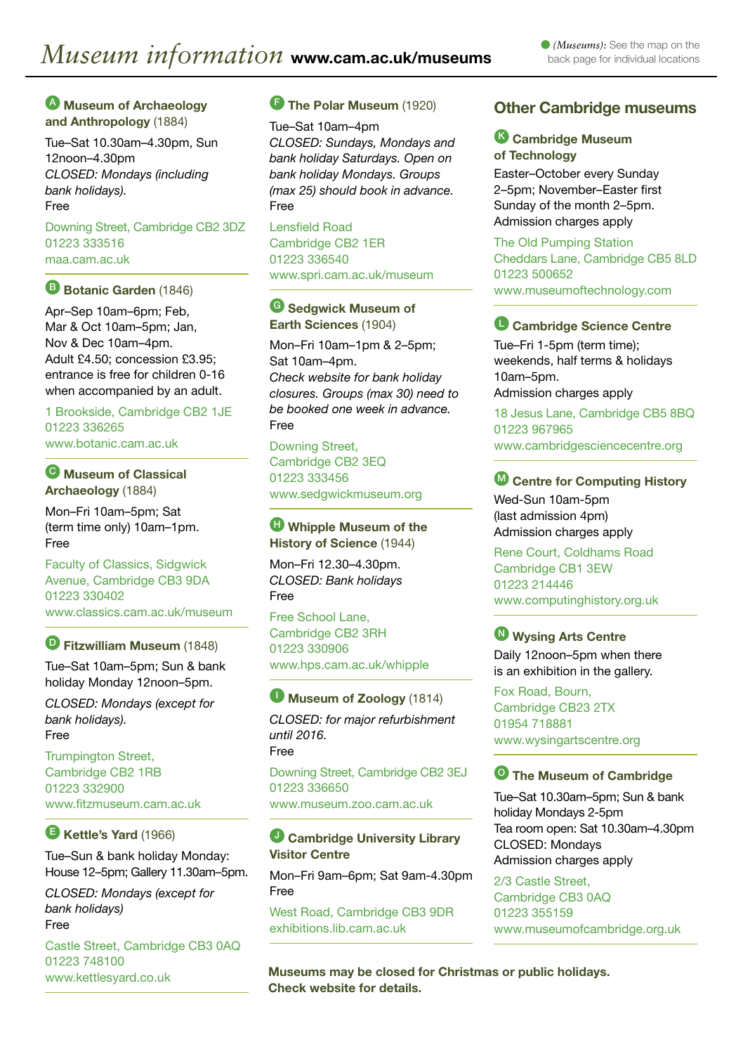# *Museum information* www.cam.ac.uk/museums

● *(Museums):* See the map on the back page for individual locations

### A Museum of Archaeology and Anthropology (1884)

Tue–Sat 10.30am–4.30pm, Sun 12noon–4.30pm
*CLOSED: Mondays (including bank holidays).*
Free

Downing Street, Cambridge CB2 3DZ
01223 333516
maa.cam.ac.uk

### B Botanic Garden (1846)

Apr–Sep 10am–6pm; Feb, Mar & Oct 10am–5pm; Jan, Nov & Dec 10am–4pm.
Adult £4.50; concession £3.95; entrance is free for children 0-16 when accompanied by an adult.

1 Brookside, Cambridge CB2 1JE
01223 336265
www.botanic.cam.ac.uk

### C Museum of Classical Archaeology (1884)

Mon–Fri 10am–5pm; Sat (term time only) 10am–1pm.
Free

Faculty of Classics, Sidgwick Avenue, Cambridge CB3 9DA
01223 330402
www.classics.cam.ac.uk/museum

### D Fitzwilliam Museum (1848)

Tue–Sat 10am–5pm; Sun & bank holiday Monday 12noon–5pm.

*CLOSED: Mondays (except for bank holidays).*
Free

Trumpington Street, Cambridge CB2 1RB
01223 332900
www.fitzmuseum.cam.ac.uk

### E Kettle's Yard (1966)

Tue–Sun & bank holiday Monday: House 12–5pm; Gallery 11.30am–5pm.

*CLOSED: Mondays (except for bank holidays)*
Free

Castle Street, Cambridge CB3 0AQ
01223 748100
www.kettlesyard.co.uk

### F The Polar Museum (1920)

Tue–Sat 10am–4pm
*CLOSED: Sundays, Mondays and bank holiday Saturdays. Open on bank holiday Mondays. Groups (max 25) should book in advance.*
Free

Lensfield Road
Cambridge CB2 1ER
01223 336540
www.spri.cam.ac.uk/museum

### G Sedgwick Museum of Earth Sciences (1904)

Mon–Fri 10am–1pm & 2–5pm; Sat 10am–4pm.
*Check website for bank holiday closures. Groups (max 30) need to be booked one week in advance.*
Free

Downing Street,
Cambridge CB2 3EQ
01223 333456
www.sedgwickmuseum.org

### H Whipple Museum of the History of Science (1944)

Mon–Fri 12.30–4.30pm.
*CLOSED: Bank holidays*
Free

Free School Lane,
Cambridge CB2 3RH
01223 330906
www.hps.cam.ac.uk/whipple

### I Museum of Zoology (1814)

*CLOSED: for major refurbishment until 2016.*
Free

Downing Street, Cambridge CB2 3EJ
01223 336650
www.museum.zoo.cam.ac.uk

### J Cambridge University Library Visitor Centre

Mon–Fri 9am–6pm; Sat 9am-4.30pm
Free

West Road, Cambridge CB3 9DR
exhibitions.lib.cam.ac.uk

## Other Cambridge museums

### K Cambridge Museum of Technology

Easter–October every Sunday 2–5pm; November–Easter first Sunday of the month 2–5pm.
Admission charges apply

The Old Pumping Station
Cheddars Lane, Cambridge CB5 8LD
01223 500652
www.museumoftechnology.com

### L Cambridge Science Centre

Tue–Fri 1-5pm (term time); weekends, half terms & holidays 10am–5pm.
Admission charges apply

18 Jesus Lane, Cambridge CB5 8BQ
01223 967965
www.cambridgesciencecentre.org

### M Centre for Computing History

Wed-Sun 10am-5pm
(last admission 4pm)
Admission charges apply

Rene Court, Coldhams Road
Cambridge CB1 3EW
01223 214446
www.computinghistory.org.uk

### N Wysing Arts Centre

Daily 12noon–5pm when there is an exhibition in the gallery.

Fox Road, Bourn,
Cambridge CB23 2TX
01954 718881
www.wysingartscentre.org

### O The Museum of Cambridge

Tue–Sat 10.30am–5pm; Sun & bank holiday Mondays 2-5pm
Tea room open: Sat 10.30am–4.30pm
CLOSED: Mondays
Admission charges apply

2/3 Castle Street,
Cambridge CB3 0AQ
01223 355159
www.museumofcambridge.org.uk

**Museums may be closed for Christmas or public holidays. Check website for details.**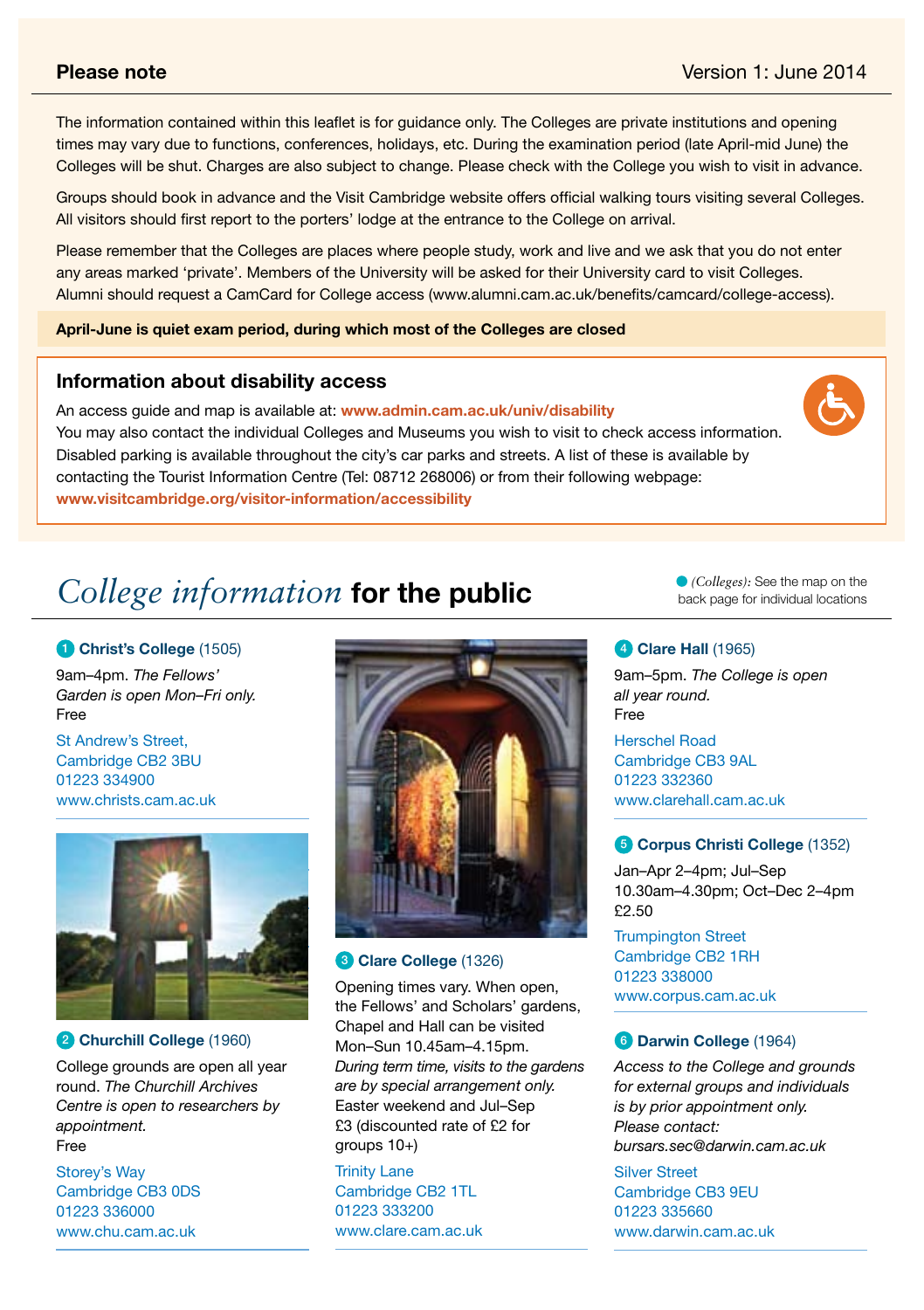## Please note

Version 1: June 2014

The information contained within this leaflet is for guidance only. The Colleges are private institutions and opening times may vary due to functions, conferences, holidays, etc. During the examination period (late April-mid June) the Colleges will be shut. Charges are also subject to change. Please check with the College you wish to visit in advance.

Groups should book in advance and the Visit Cambridge website offers official walking tours visiting several Colleges. All visitors should first report to the porters' lodge at the entrance to the College on arrival.

Please remember that the Colleges are places where people study, work and live and we ask that you do not enter any areas marked 'private'. Members of the University will be asked for their University card to visit Colleges. Alumni should request a CamCard for College access (www.alumni.cam.ac.uk/benefits/camcard/college-access).

**April-June is quiet exam period, during which most of the Colleges are closed**

### Information about disability access

An access guide and map is available at: **www.admin.cam.ac.uk/univ/disability**
You may also contact the individual Colleges and Museums you wish to visit to check access information. Disabled parking is available throughout the city's car parks and streets. A list of these is available by contacting the Tourist Information Centre (Tel: 08712 268006) or from their following webpage:
**www.visitcambridge.org/visitor-information/accessibility**

# *College information* for the public

*(Colleges):* See the map on the back page for individual locations

### 1 Christ's College (1505)

9am–4pm. *The Fellows' Garden is open Mon–Fri only.*
Free

St Andrew's Street,
Cambridge CB2 3BU
01223 334900
www.christs.cam.ac.uk

### 2 Churchill College (1960)

College grounds are open all year round. *The Churchill Archives Centre is open to researchers by appointment.*
Free

Storey's Way
Cambridge CB3 0DS
01223 336000
www.chu.cam.ac.uk

### 3 Clare College (1326)

Opening times vary. When open, the Fellows' and Scholars' gardens, Chapel and Hall can be visited Mon–Sun 10.45am–4.15pm. *During term time, visits to the gardens are by special arrangement only.* Easter weekend and Jul–Sep
£3 (discounted rate of £2 for groups 10+)

Trinity Lane
Cambridge CB2 1TL
01223 333200
www.clare.cam.ac.uk

### 4 Clare Hall (1965)

9am–5pm. *The College is open all year round.*
Free

Herschel Road
Cambridge CB3 9AL
01223 332360
www.clarehall.cam.ac.uk

### 5 Corpus Christi College (1352)

Jan–Apr 2–4pm; Jul–Sep 10.30am–4.30pm; Oct–Dec 2–4pm
£2.50

Trumpington Street
Cambridge CB2 1RH
01223 338000
www.corpus.cam.ac.uk

### 6 Darwin College (1964)

*Access to the College and grounds for external groups and individuals is by prior appointment only. Please contact: bursars.sec@darwin.cam.ac.uk*

Silver Street
Cambridge CB3 9EU
01223 335660
www.darwin.cam.ac.uk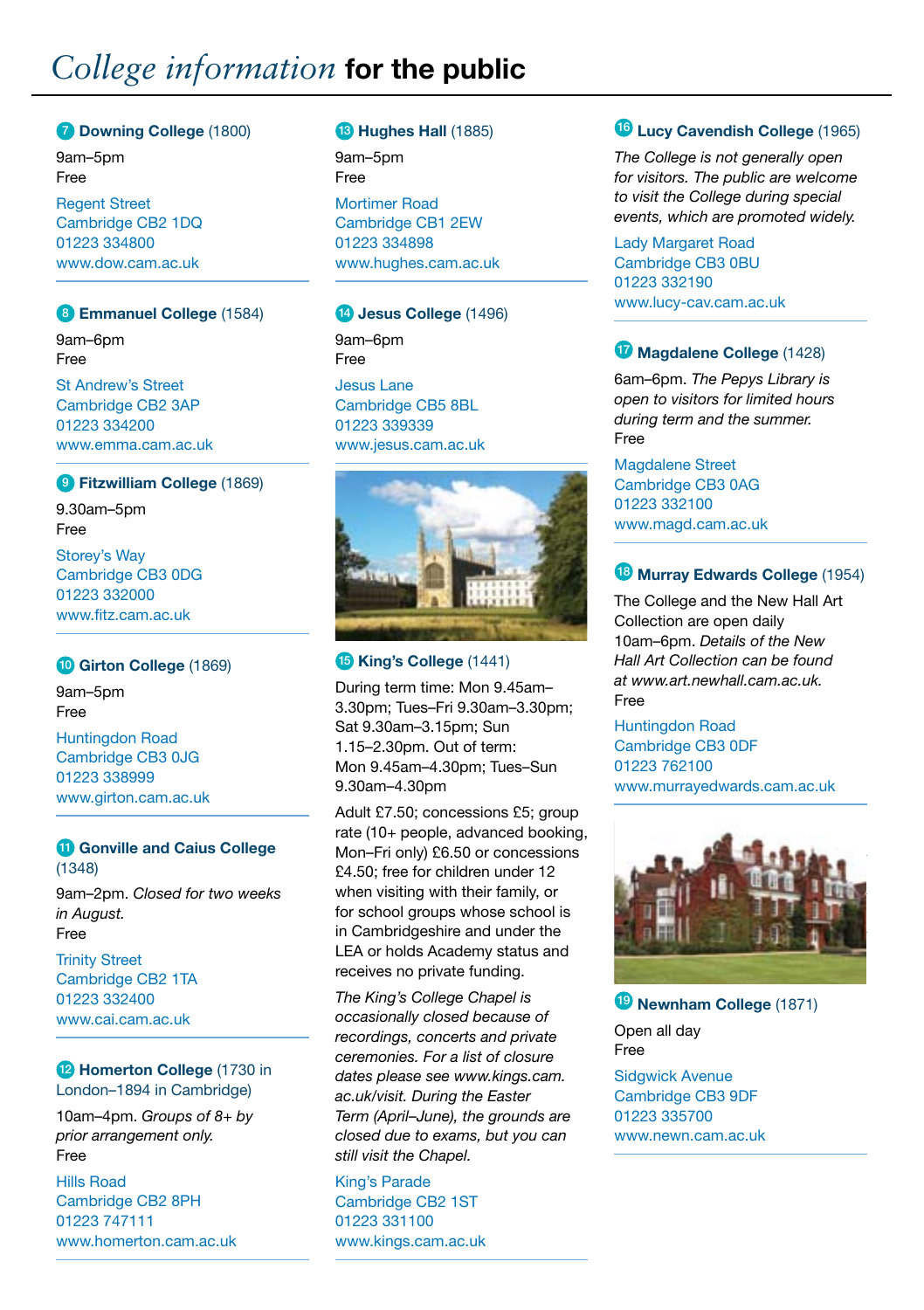# *College information* for the public

### 7 Downing College (1800)

9am–5pm
Free

Regent Street
Cambridge CB2 1DQ
01223 334800
www.dow.cam.ac.uk

### 8 Emmanuel College (1584)

9am–6pm
Free

St Andrew's Street
Cambridge CB2 3AP
01223 334200
www.emma.cam.ac.uk

### 9 Fitzwilliam College (1869)

9.30am–5pm
Free

Storey's Way
Cambridge CB3 0DG
01223 332000
www.fitz.cam.ac.uk

### 10 Girton College (1869)

9am–5pm
Free

Huntingdon Road
Cambridge CB3 0JG
01223 338999
www.girton.cam.ac.uk

### 11 Gonville and Caius College (1348)

9am–2pm. *Closed for two weeks in August.*
Free

Trinity Street
Cambridge CB2 1TA
01223 332400
www.cai.cam.ac.uk

### 12 Homerton College (1730 in London–1894 in Cambridge)

10am–4pm. *Groups of 8+ by prior arrangement only.*
Free

Hills Road
Cambridge CB2 8PH
01223 747111
www.homerton.cam.ac.uk

### 13 Hughes Hall (1885)

9am–5pm
Free

Mortimer Road
Cambridge CB1 2EW
01223 334898
www.hughes.cam.ac.uk

### 14 Jesus College (1496)

9am–6pm
Free

Jesus Lane
Cambridge CB5 8BL
01223 339339
www.jesus.cam.ac.uk

### 15 King's College (1441)

During term time: Mon 9.45am–3.30pm; Tues–Fri 9.30am–3.30pm; Sat 9.30am–3.15pm; Sun 1.15–2.30pm. Out of term: Mon 9.45am–4.30pm; Tues–Sun 9.30am–4.30pm

Adult £7.50; concessions £5; group rate (10+ people, advanced booking, Mon–Fri only) £6.50 or concessions £4.50; free for children under 12 when visiting with their family, or for school groups whose school is in Cambridgeshire and under the LEA or holds Academy status and receives no private funding.

*The King's College Chapel is occasionally closed because of recordings, concerts and private ceremonies. For a list of closure dates please see www.kings.cam.ac.uk/visit. During the Easter Term (April–June), the grounds are closed due to exams, but you can still visit the Chapel.*

King's Parade
Cambridge CB2 1ST
01223 331100
www.kings.cam.ac.uk

### 16 Lucy Cavendish College (1965)

*The College is not generally open for visitors. The public are welcome to visit the College during special events, which are promoted widely.*

Lady Margaret Road
Cambridge CB3 0BU
01223 332190
www.lucy-cav.cam.ac.uk

### 17 Magdalene College (1428)

6am–6pm. *The Pepys Library is open to visitors for limited hours during term and the summer.*
Free

Magdalene Street
Cambridge CB3 0AG
01223 332100
www.magd.cam.ac.uk

### 18 Murray Edwards College (1954)

The College and the New Hall Art Collection are open daily 10am–6pm. *Details of the New Hall Art Collection can be found at www.art.newhall.cam.ac.uk.*
Free

Huntingdon Road
Cambridge CB3 0DF
01223 762100
www.murrayedwards.cam.ac.uk

### 19 Newnham College (1871)

Open all day
Free

Sidgwick Avenue
Cambridge CB3 9DF
01223 335700
www.newn.cam.ac.uk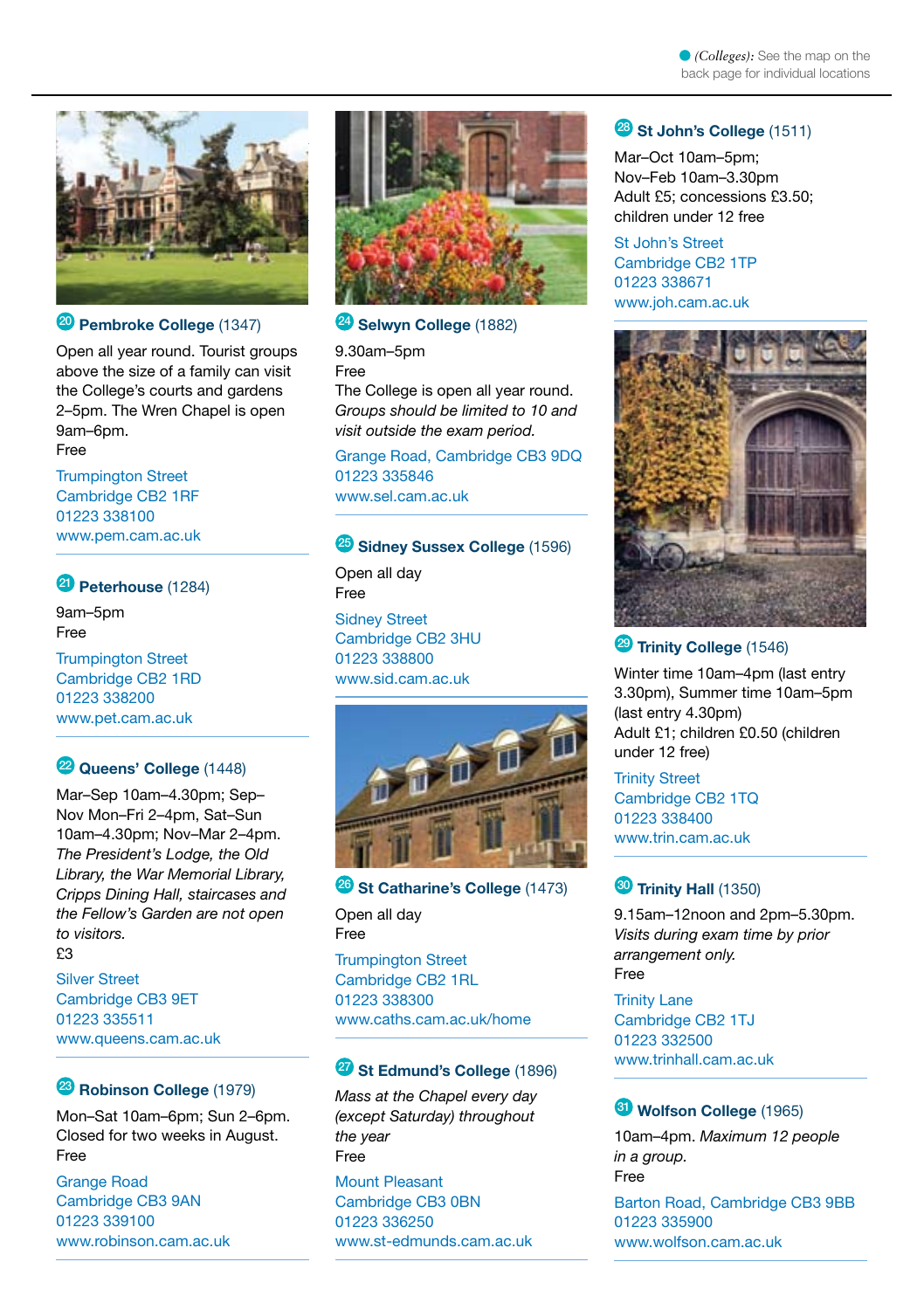(Colleges): See the map on the back page for individual locations

### 20 **Pembroke College** (1347)

Open all year round. Tourist groups above the size of a family can visit the College's courts and gardens 2–5pm. The Wren Chapel is open 9am–6pm.
Free

Trumpington Street
Cambridge CB2 1RF
01223 338100
www.pem.cam.ac.uk

### 21 **Peterhouse** (1284)

9am–5pm
Free

Trumpington Street
Cambridge CB2 1RD
01223 338200
www.pet.cam.ac.uk

### 22 **Queens' College** (1448)

Mar–Sep 10am–4.30pm; Sep–Nov Mon–Fri 2–4pm, Sat–Sun 10am–4.30pm; Nov–Mar 2–4pm.
*The President's Lodge, the Old Library, the War Memorial Library, Cripps Dining Hall, staircases and the Fellow's Garden are not open to visitors.*
£3

Silver Street
Cambridge CB3 9ET
01223 335511
www.queens.cam.ac.uk

### 23 **Robinson College** (1979)

Mon–Sat 10am–6pm; Sun 2–6pm. Closed for two weeks in August.
Free

Grange Road
Cambridge CB3 9AN
01223 339100
www.robinson.cam.ac.uk

### 24 **Selwyn College** (1882)

9.30am–5pm
Free
The College is open all year round. *Groups should be limited to 10 and visit outside the exam period.*

Grange Road, Cambridge CB3 9DQ
01223 335846
www.sel.cam.ac.uk

### 25 **Sidney Sussex College** (1596)

Open all day
Free

Sidney Street
Cambridge CB2 3HU
01223 338800
www.sid.cam.ac.uk

### 26 **St Catharine's College** (1473)

Open all day
Free

Trumpington Street
Cambridge CB2 1RL
01223 338300
www.caths.cam.ac.uk/home

### 27 **St Edmund's College** (1896)

*Mass at the Chapel every day (except Saturday) throughout the year*
Free

Mount Pleasant
Cambridge CB3 0BN
01223 336250
www.st-edmunds.cam.ac.uk

### 28 **St John's College** (1511)

Mar–Oct 10am–5pm;
Nov–Feb 10am–3.30pm
Adult £5; concessions £3.50; children under 12 free

St John's Street
Cambridge CB2 1TP
01223 338671
www.joh.cam.ac.uk

### 29 **Trinity College** (1546)

Winter time 10am–4pm (last entry 3.30pm), Summer time 10am–5pm (last entry 4.30pm)
Adult £1; children £0.50 (children under 12 free)

Trinity Street
Cambridge CB2 1TQ
01223 338400
www.trin.cam.ac.uk

### 30 **Trinity Hall** (1350)

9.15am–12noon and 2pm–5.30pm.
*Visits during exam time by prior arrangement only.*
Free

Trinity Lane
Cambridge CB2 1TJ
01223 332500
www.trinhall.cam.ac.uk

### 31 **Wolfson College** (1965)

10am–4pm. *Maximum 12 people in a group.*
Free

Barton Road, Cambridge CB3 9BB
01223 335900
www.wolfson.cam.ac.uk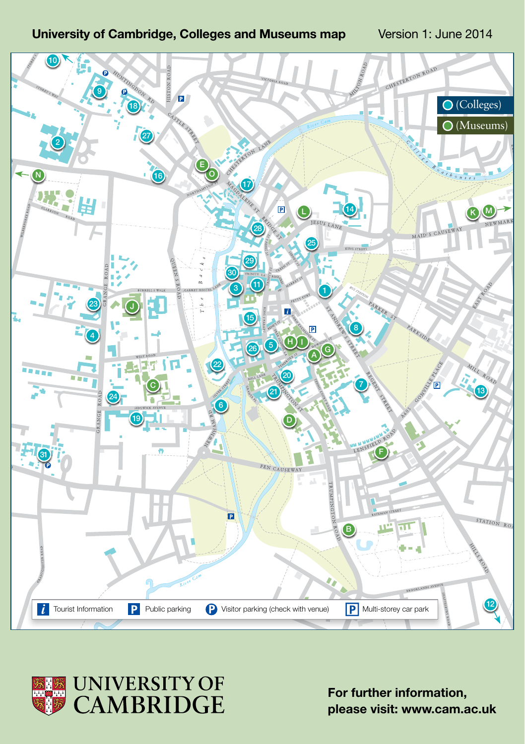# University of Cambridge, Colleges and Museums map

Version 1: June 2014

(Colleges)

(Museums)

Tourist Information

Public parking

Visitor parking (check with venue)

Multi-storey car park

UNIVERSITY OF CAMBRIDGE

For further information, please visit: www.cam.ac.uk